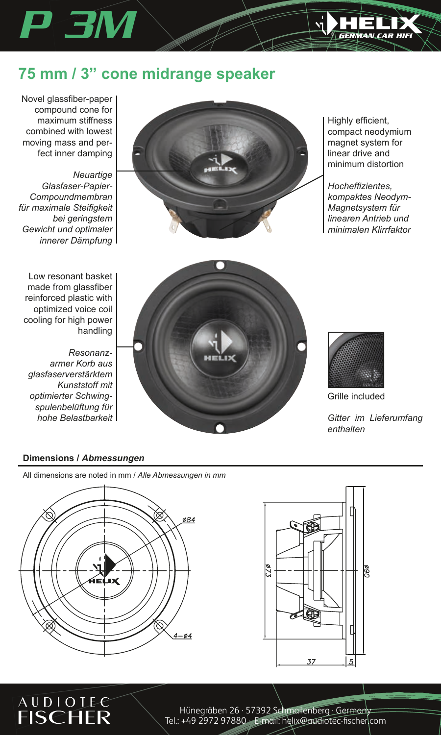# P 3M

HELIX GERMAN CAR HIFI

## 75 mm / 3” cone midrange speaker

Novel glassfiber-paper compound cone for maximum stiffness combined with lowest moving mass and perfect inner damping

*Neuartige Glasfaser-Papier-Compoundmembran für maximale Steifigkeit bei geringstem Gewicht und optimaler innerer Dämpfung*

Highly efficient, compact neodymium magnet system for linear drive and minimum distortion

*Hocheffizientes, kompaktes Neodym-Magnetsystem für linearen Antrieb und minimalen Klirrfaktor*

Low resonant basket made from glassfiber reinforced plastic with optimized voice coil cooling for high power handling

*Resonanzarmer Korb aus glasfaserverstärktem Kunststoff mit optimierter Schwingspulenbelüftung für hohe Belastbarkeit*

Grille included

*Gitter im Lieferumfang enthalten*

### Dimensions / *Abmessungen*

All dimensions are noted in mm / *Alle Abmessungen in mm*

ø84

4–ø4

ø73

ø90

37

5

AUDIOTEC FISCHER

Hünegräben 26 · 57392 Schmallenberg · Germany
Tel.: +49 2972 97880 · E-mail: helix@audiotec-fischer.com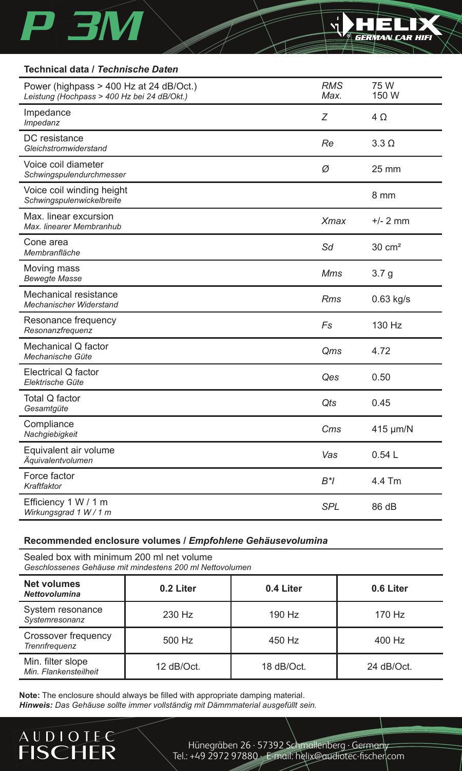# P 3M

HELIX GERMAN CAR HIFI

## Technical data / *Technische Daten*

| | | |
|---|---|---|
| Power (highpass > 400 Hz at 24 dB/Oct.)<br>*Leistung (Hochpass > 400 Hz bei 24 dB/Okt.)* | *RMS*<br>*Max.* | 75 W<br>150 W |
| Impedance<br>*Impedanz* | *Z* | 4 Ω |
| DC resistance<br>*Gleichstromwiderstand* | *Re* | 3.3 Ω |
| Voice coil diameter<br>*Schwingspulendurchmesser* | *Ø* | 25 mm |
| Voice coil winding height<br>*Schwingspulenwickelbreite* | | 8 mm |
| Max. linear excursion<br>*Max. linearer Membranhub* | *Xmax* | +/- 2 mm |
| Cone area<br>*Membranfläche* | *Sd* | 30 cm² |
| Moving mass<br>*Bewegte Masse* | *Mms* | 3.7 g |
| Mechanical resistance<br>*Mechanischer Widerstand* | *Rms* | 0.63 kg/s |
| Resonance frequency<br>*Resonanzfrequenz* | *Fs* | 130 Hz |
| Mechanical Q factor<br>*Mechanische Güte* | *Qms* | 4.72 |
| Electrical Q factor<br>*Elektrische Güte* | *Qes* | 0.50 |
| Total Q factor<br>*Gesamtgüte* | *Qts* | 0.45 |
| Compliance<br>*Nachgiebigkeit* | *Cms* | 415 µm/N |
| Equivalent air volume<br>*Äquivalentvolumen* | *Vas* | 0.54 L |
| Force factor<br>*Kraftfaktor* | *B*l* | 4.4 Tm |
| Efficiency 1 W / 1 m<br>*Wirkungsgrad 1 W / 1 m* | *SPL* | 86 dB |

## Recommended enclosure volumes / *Empfohlene Gehäusevolumina*

Sealed box with minimum 200 ml net volume
*Geschlossenes Gehäuse mit mindestens 200 ml Nettovolumen*

| **Net volumes**<br>***Nettovolumina*** | **0.2 Liter** | **0.4 Liter** | **0.6 Liter** |
|---|---|---|---|
| System resonance<br>*Systemresonanz* | 230 Hz | 190 Hz | 170 Hz |
| Crossover frequency<br>*Trennfrequenz* | 500 Hz | 450 Hz | 400 Hz |
| Min. filter slope<br>*Min. Flankensteilheit* | 12 dB/Oct. | 18 dB/Oct. | 24 dB/Oct. |

**Note:** The enclosure should always be filled with appropriate damping material.
***Hinweis:*** *Das Gehäuse sollte immer vollständig mit Dämmmaterial ausgefüllt sein.*

AUDIOTEC FISCHER

Hünegräben 26 · 57392 Schmallenberg · Germany
Tel.: +49 2972 97880 · E-mail: helix@audiotec-fischer.com